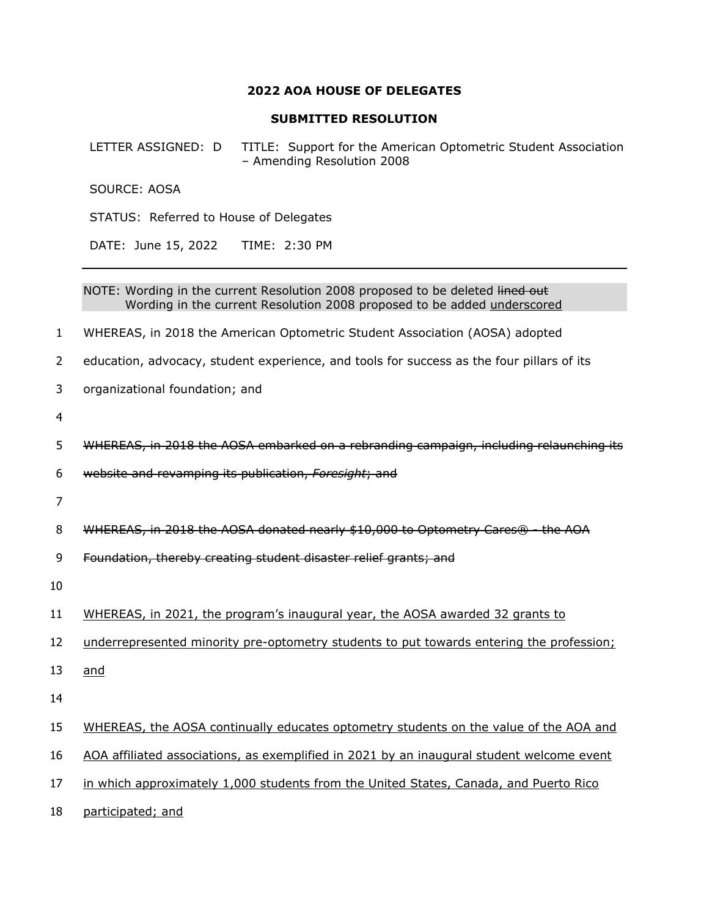**2022 AOA HOUSE OF DELEGATES**

**SUBMITTED RESOLUTION**

LETTER ASSIGNED: D TITLE: Support for the American Optometric Student Association – Amending Resolution 2008

SOURCE: AOSA

STATUS: Referred to House of Delegates

DATE: June 15, 2022 TIME: 2:30 PM

---

NOTE: Wording in the current Resolution 2008 proposed to be deleted ~~lined out~~
Wording in the current Resolution 2008 proposed to be added <u>underscored</u>

WHEREAS, in 2018 the American Optometric Student Association (AOSA) adopted education, advocacy, student experience, and tools for success as the four pillars of its organizational foundation; and

~~WHEREAS, in 2018 the AOSA embarked on a rebranding campaign, including relaunching its website and revamping its publication, *Foresight*; and~~

~~WHEREAS, in 2018 the AOSA donated nearly $10,000 to Optometry Cares® - the AOA Foundation, thereby creating student disaster relief grants; and~~

<u>WHEREAS, in 2021, the program's inaugural year, the AOSA awarded 32 grants to underrepresented minority pre-optometry students to put towards entering the profession; and</u>

<u>WHEREAS, the AOSA continually educates optometry students on the value of the AOA and AOA affiliated associations, as exemplified in 2021 by an inaugural student welcome event in which approximately 1,000 students from the United States, Canada, and Puerto Rico participated; and</u>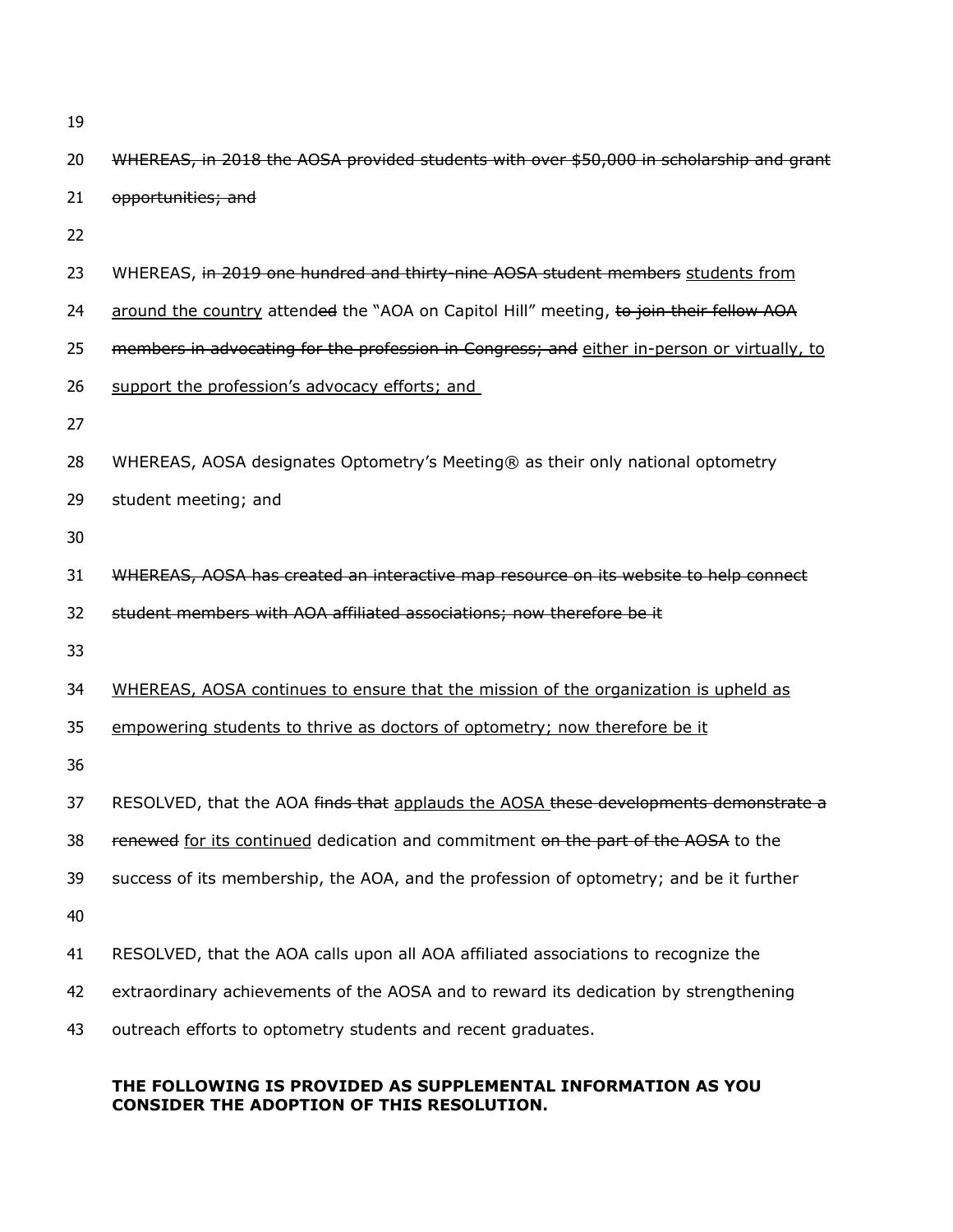~~WHEREAS, in 2018 the AOSA provided students with over $50,000 in scholarship and grant opportunities; and~~

WHEREAS, ~~in 2019 one hundred and thirty-nine AOSA student members~~ <u>students from around the country</u> attend~~ed~~ the "AOA on Capitol Hill" meeting, ~~to join their fellow AOA members in advocating for the profession in Congress; and~~ <u>either in-person or virtually, to support the profession's advocacy efforts; and</u>

WHEREAS, AOSA designates Optometry's Meeting® as their only national optometry student meeting; and

~~WHEREAS, AOSA has created an interactive map resource on its website to help connect student members with AOA affiliated associations; now therefore be it~~

<u>WHEREAS, AOSA continues to ensure that the mission of the organization is upheld as empowering students to thrive as doctors of optometry; now therefore be it</u>

RESOLVED, that the AOA ~~finds that~~ <u>applauds the AOSA</u> ~~these developments demonstrate a renewed~~ <u>for its continued</u> dedication and commitment ~~on the part of the AOSA~~ to the success of its membership, the AOA, and the profession of optometry; and be it further

RESOLVED, that the AOA calls upon all AOA affiliated associations to recognize the extraordinary achievements of the AOSA and to reward its dedication by strengthening outreach efforts to optometry students and recent graduates.

**THE FOLLOWING IS PROVIDED AS SUPPLEMENTAL INFORMATION AS YOU CONSIDER THE ADOPTION OF THIS RESOLUTION.**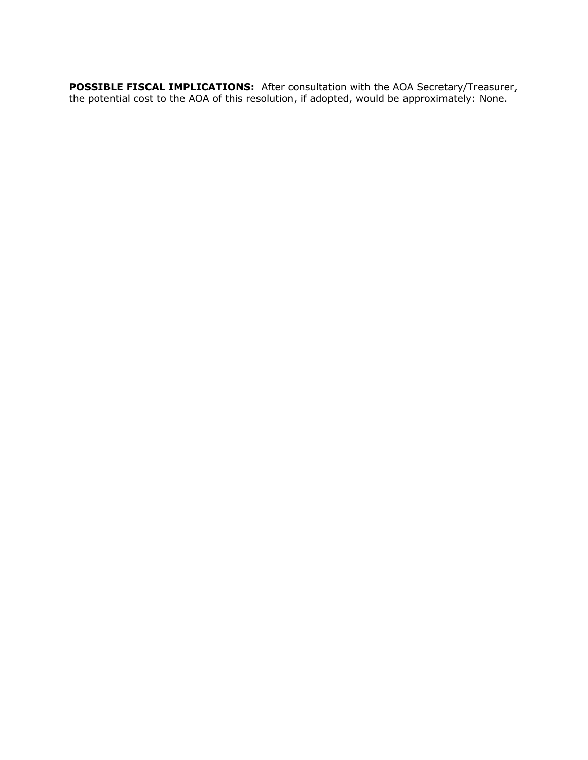**POSSIBLE FISCAL IMPLICATIONS:** After consultation with the AOA Secretary/Treasurer, the potential cost to the AOA of this resolution, if adopted, would be approximately: <u>None.</u>